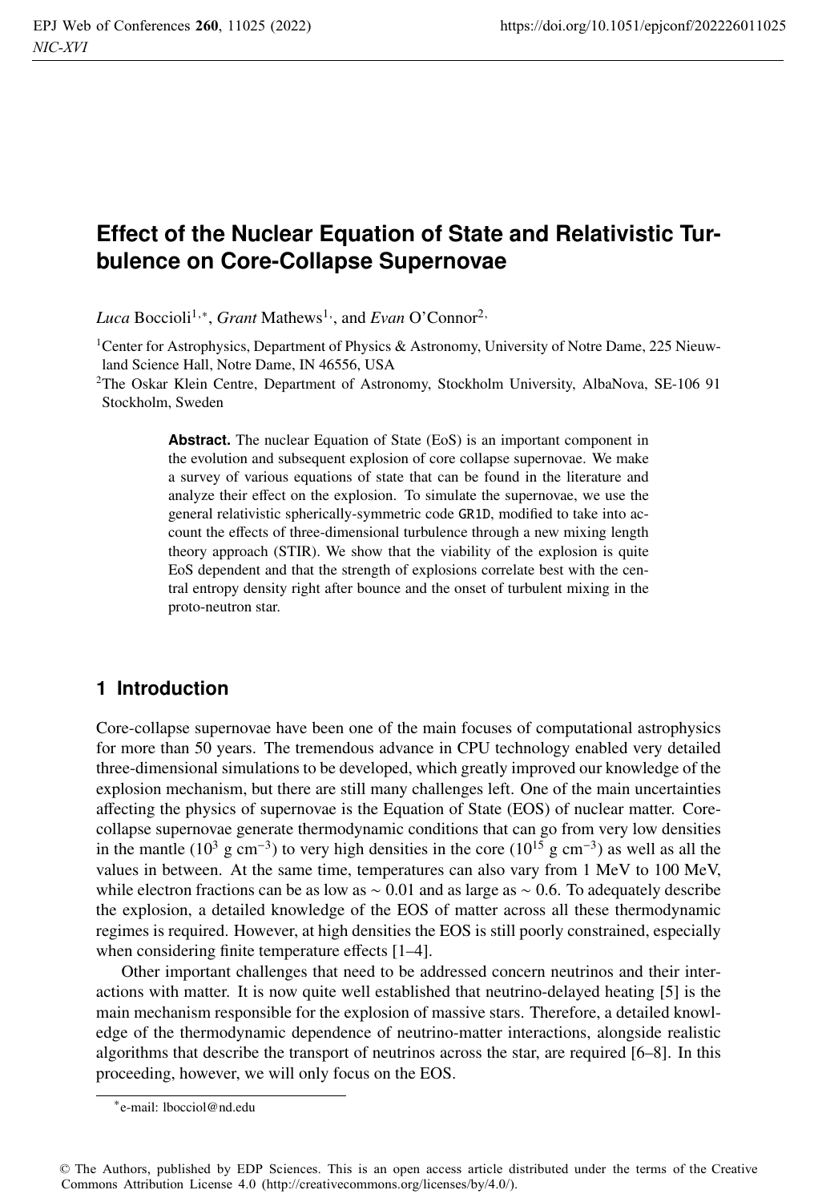# Effect of the Nuclear Equation of State and Relativistic Turbulence on Core-Collapse Supernovae

*Luca* Boccioli[1,*], *Grant* Mathews[1], and *Evan* O'Connor[2]

[1]Center for Astrophysics, Department of Physics & Astronomy, University of Notre Dame, 225 Nieuwland Science Hall, Notre Dame, IN 46556, USA

[2]The Oskar Klein Centre, Department of Astronomy, Stockholm University, AlbaNova, SE-106 91 Stockholm, Sweden

**Abstract.** The nuclear Equation of State (EoS) is an important component in the evolution and subsequent explosion of core collapse supernovae. We make a survey of various equations of state that can be found in the literature and analyze their effect on the explosion. To simulate the supernovae, we use the general relativistic spherically-symmetric code `GR1D`, modified to take into account the effects of three-dimensional turbulence through a new mixing length theory approach (STIR). We show that the viability of the explosion is quite EoS dependent and that the strength of explosions correlate best with the central entropy density right after bounce and the onset of turbulent mixing in the proto-neutron star.

## 1 Introduction

Core-collapse supernovae have been one of the main focuses of computational astrophysics for more than 50 years. The tremendous advance in CPU technology enabled very detailed three-dimensional simulations to be developed, which greatly improved our knowledge of the explosion mechanism, but there are still many challenges left. One of the main uncertainties affecting the physics of supernovae is the Equation of State (EOS) of nuclear matter. Core-collapse supernovae generate thermodynamic conditions that can go from very low densities in the mantle ($10^3$ g cm$^{-3}$) to very high densities in the core ($10^{15}$ g cm$^{-3}$) as well as all the values in between. At the same time, temperatures can also vary from 1 MeV to 100 MeV, while electron fractions can be as low as $\sim 0.01$ and as large as $\sim 0.6$. To adequately describe the explosion, a detailed knowledge of the EOS of matter across all these thermodynamic regimes is required. However, at high densities the EOS is still poorly constrained, especially when considering finite temperature effects [1–4].

Other important challenges that need to be addressed concern neutrinos and their interactions with matter. It is now quite well established that neutrino-delayed heating [5] is the main mechanism responsible for the explosion of massive stars. Therefore, a detailed knowledge of the thermodynamic dependence of neutrino-matter interactions, alongside realistic algorithms that describe the transport of neutrinos across the star, are required [6–8]. In this proceeding, however, we will only focus on the EOS.

*e-mail: lbocciol@nd.edu

© The Authors, published by EDP Sciences. This is an open access article distributed under the terms of the Creative Commons Attribution License 4.0 (http://creativecommons.org/licenses/by/4.0/).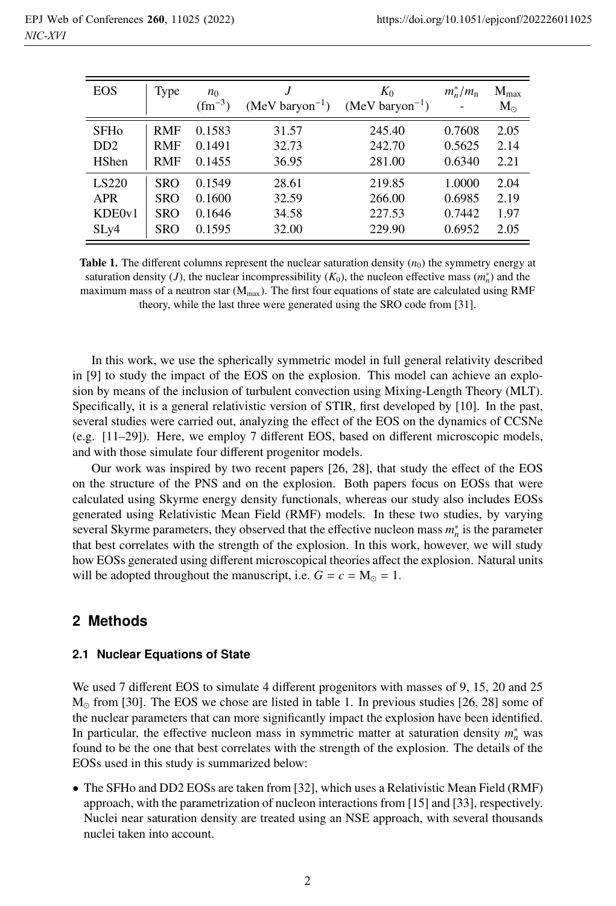| EOS | Type | $n_0$ ($\mathrm{fm}^{-3}$) | $J$ (MeV baryon$^{-1}$) | $K_0$ (MeV baryon$^{-1}$) | $m_n^*/m_\mathrm{n}$ - | $\mathrm{M}_\mathrm{max}$ $\mathrm{M}_\odot$ |
|---|---|---|---|---|---|---|
| SFHo | RMF | 0.1583 | 31.57 | 245.40 | 0.7608 | 2.05 |
| DD2 | RMF | 0.1491 | 32.73 | 242.70 | 0.5625 | 2.14 |
| HShen | RMF | 0.1455 | 36.95 | 281.00 | 0.6340 | 2.21 |
| LS220 | SRO | 0.1549 | 28.61 | 219.85 | 1.0000 | 2.04 |
| APR | SRO | 0.1600 | 32.59 | 266.00 | 0.6985 | 2.19 |
| KDE0v1 | SRO | 0.1646 | 34.58 | 227.53 | 0.7442 | 1.97 |
| SLy4 | SRO | 0.1595 | 32.00 | 229.90 | 0.6952 | 2.05 |

**Table 1.** The different columns represent the nuclear saturation density ($n_0$) the symmetry energy at saturation density ($J$), the nuclear incompressibility ($K_0$), the nucleon effective mass ($m_n^*$) and the maximum mass of a neutron star ($\mathrm{M}_\mathrm{max}$). The first four equations of state are calculated using RMF theory, while the last three were generated using the SRO code from [31].

In this work, we use the spherically symmetric model in full general relativity described in [9] to study the impact of the EOS on the explosion. This model can achieve an explosion by means of the inclusion of turbulent convection using Mixing-Length Theory (MLT). Specifically, it is a general relativistic version of STIR, first developed by [10]. In the past, several studies were carried out, analyzing the effect of the EOS on the dynamics of CCSNe (e.g. [11–29]). Here, we employ 7 different EOS, based on different microscopic models, and with those simulate four different progenitor models.

Our work was inspired by two recent papers [26, 28], that study the effect of the EOS on the structure of the PNS and on the explosion. Both papers focus on EOSs that were calculated using Skyrme energy density functionals, whereas our study also includes EOSs generated using Relativistic Mean Field (RMF) models. In these two studies, by varying several Skyrme parameters, they observed that the effective nucleon mass $m_n^*$ is the parameter that best correlates with the strength of the explosion. In this work, however, we will study how EOSs generated using different microscopical theories affect the explosion. Natural units will be adopted throughout the manuscript, i.e. $G = c = \mathrm{M}_\odot = 1$.

## 2 Methods

### 2.1 Nuclear Equations of State

We used 7 different EOS to simulate 4 different progenitors with masses of 9, 15, 20 and 25 $\mathrm{M}_\odot$ from [30]. The EOS we chose are listed in table 1. In previous studies [26, 28] some of the nuclear parameters that can more significantly impact the explosion have been identified. In particular, the effective nucleon mass in symmetric matter at saturation density $m_n^*$ was found to be the one that best correlates with the strength of the explosion. The details of the EOSs used in this study is summarized below:

- The SFHo and DD2 EOSs are taken from [32], which uses a Relativistic Mean Field (RMF) approach, with the parametrization of nucleon interactions from [15] and [33], respectively. Nuclei near saturation density are treated using an NSE approach, with several thousands nuclei taken into account.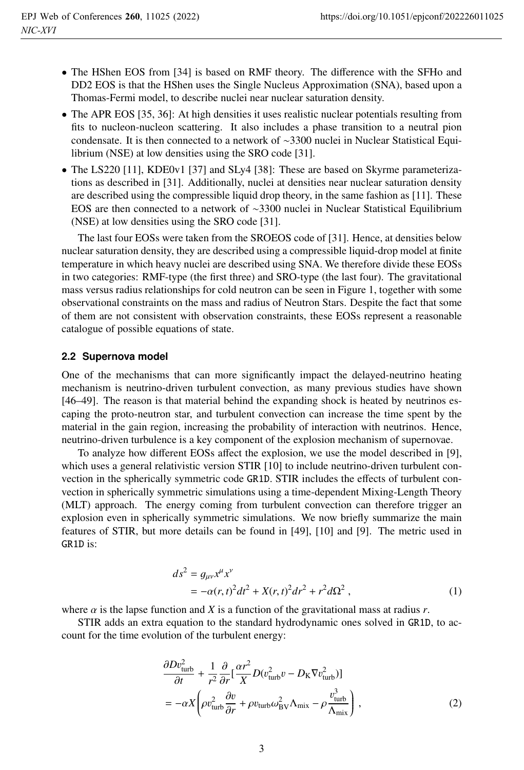- The HShen EOS from [34] is based on RMF theory. The difference with the SFHo and DD2 EOS is that the HShen uses the Single Nucleus Approximation (SNA), based upon a Thomas-Fermi model, to describe nuclei near nuclear saturation density.
- The APR EOS [35, 36]: At high densities it uses realistic nuclear potentials resulting from fits to nucleon-nucleon scattering. It also includes a phase transition to a neutral pion condensate. It is then connected to a network of ∼3300 nuclei in Nuclear Statistical Equilibrium (NSE) at low densities using the SRO code [31].
- The LS220 [11], KDE0v1 [37] and SLy4 [38]: These are based on Skyrme parameterizations as described in [31]. Additionally, nuclei at densities near nuclear saturation density are described using the compressible liquid drop theory, in the same fashion as [11]. These EOS are then connected to a network of ∼3300 nuclei in Nuclear Statistical Equilibrium (NSE) at low densities using the SRO code [31].

The last four EOSs were taken from the SROEOS code of [31]. Hence, at densities below nuclear saturation density, they are described using a compressible liquid-drop model at finite temperature in which heavy nuclei are described using SNA. We therefore divide these EOSs in two categories: RMF-type (the first three) and SRO-type (the last four). The gravitational mass versus radius relationships for cold neutron can be seen in Figure 1, together with some observational constraints on the mass and radius of Neutron Stars. Despite the fact that some of them are not consistent with observation constraints, these EOSs represent a reasonable catalogue of possible equations of state.

### 2.2 Supernova model

One of the mechanisms that can more significantly impact the delayed-neutrino heating mechanism is neutrino-driven turbulent convection, as many previous studies have shown [46–49]. The reason is that material behind the expanding shock is heated by neutrinos escaping the proto-neutron star, and turbulent convection can increase the time spent by the material in the gain region, increasing the probability of interaction with neutrinos. Hence, neutrino-driven turbulence is a key component of the explosion mechanism of supernovae.

To analyze how different EOSs affect the explosion, we use the model described in [9], which uses a general relativistic version STIR [10] to include neutrino-driven turbulent convection in the spherically symmetric code `GR1D`. STIR includes the effects of turbulent convection in spherically symmetric simulations using a time-dependent Mixing-Length Theory (MLT) approach. The energy coming from turbulent convection can therefore trigger an explosion even in spherically symmetric simulations. We now briefly summarize the main features of STIR, but more details can be found in [49], [10] and [9]. The metric used in `GR1D` is:

$$
\begin{aligned}
ds^2 &= g_{\mu\nu} x^\mu x^\nu \\
&= -\alpha(r,t)^2 dt^2 + X(r,t)^2 dr^2 + r^2 d\Omega^2 \,, 
\end{aligned}
\tag{1}
$$

where $\alpha$ is the lapse function and $X$ is a function of the gravitational mass at radius $r$.

STIR adds an extra equation to the standard hydrodynamic ones solved in `GR1D`, to account for the time evolution of the turbulent energy:

$$
\begin{aligned}
&\frac{\partial D v_{\rm turb}^2}{\partial t} + \frac{1}{r^2}\frac{\partial}{\partial r}\left[\frac{\alpha r^2}{X} D (v_{\rm turb}^2 v - D_{\rm K} \nabla v_{\rm turb}^2)\right] \\
&= -\alpha X \left( \rho v_{\rm turb}^2 \frac{\partial v}{\partial r} + \rho v_{\rm turb} \omega_{\rm BV}^2 \Lambda_{\rm mix} - \rho \frac{v_{\rm turb}^3}{\Lambda_{\rm mix}} \right) \,, 
\end{aligned}
\tag{2}
$$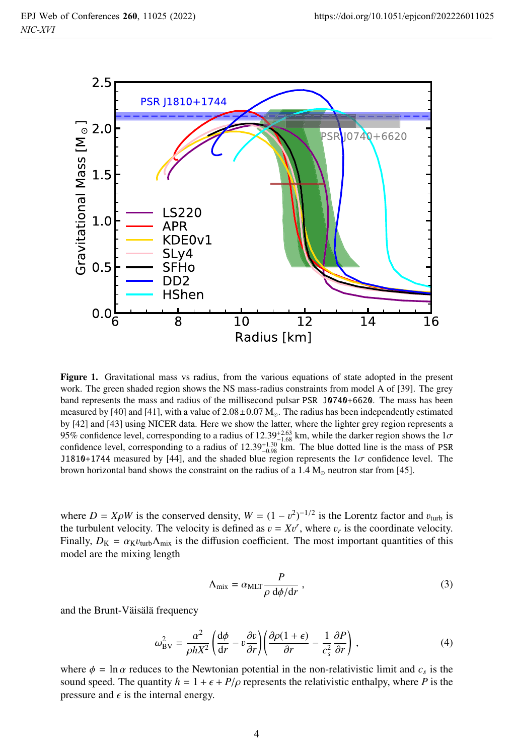**Figure 1.** Gravitational mass vs radius, from the various equations of state adopted in the present work. The green shaded region shows the NS mass-radius constraints from model A of [39]. The grey band represents the mass and radius of the millisecond pulsar PSR J0740+6620. The mass has been measured by [40] and [41], with a value of $2.08 \pm 0.07$ $M_{\odot}$. The radius has been independently estimated by [42] and [43] using NICER data. Here we show the latter, where the lighter grey region represents a 95% confidence level, corresponding to a radius of $12.39^{+2.63}_{-1.68}$ km, while the darker region shows the $1\sigma$ confidence level, corresponding to a radius of $12.39^{+1.30}_{-0.98}$ km. The blue dotted line is the mass of PSR J1810+1744 measured by [44], and the shaded blue region represents the $1\sigma$ confidence level. The brown horizontal band shows the constraint on the radius of a 1.4 $M_{\odot}$ neutron star from [45].

where $D = X\rho W$ is the conserved density, $W = (1 - v^2)^{-1/2}$ is the Lorentz factor and $v_{\text{turb}}$ is the turbulent velocity. The velocity is defined as $v = Xv^r$, where $v_r$ is the coordinate velocity. Finally, $D_K = \alpha_K v_{\text{turb}} \Lambda_{\text{mix}}$ is the diffusion coefficient. The most important quantities of this model are the mixing length

$$\Lambda_{\text{mix}} = \alpha_{\text{MLT}} \frac{P}{\rho \, \mathrm{d}\phi/\mathrm{d}r} , \tag{3}$$

and the Brunt-Väisälä frequency

$$\omega_{\text{BV}}^2 = \frac{\alpha^2}{\rho h X^2} \left( \frac{\mathrm{d}\phi}{\mathrm{d}r} - v \frac{\partial v}{\partial r} \right) \left( \frac{\partial \rho (1 + \epsilon)}{\partial r} - \frac{1}{c_s^2} \frac{\partial P}{\partial r} \right) , \tag{4}$$

where $\phi = \ln \alpha$ reduces to the Newtonian potential in the non-relativistic limit and $c_s$ is the sound speed. The quantity $h = 1 + \epsilon + P/\rho$ represents the relativistic enthalpy, where $P$ is the pressure and $\epsilon$ is the internal energy.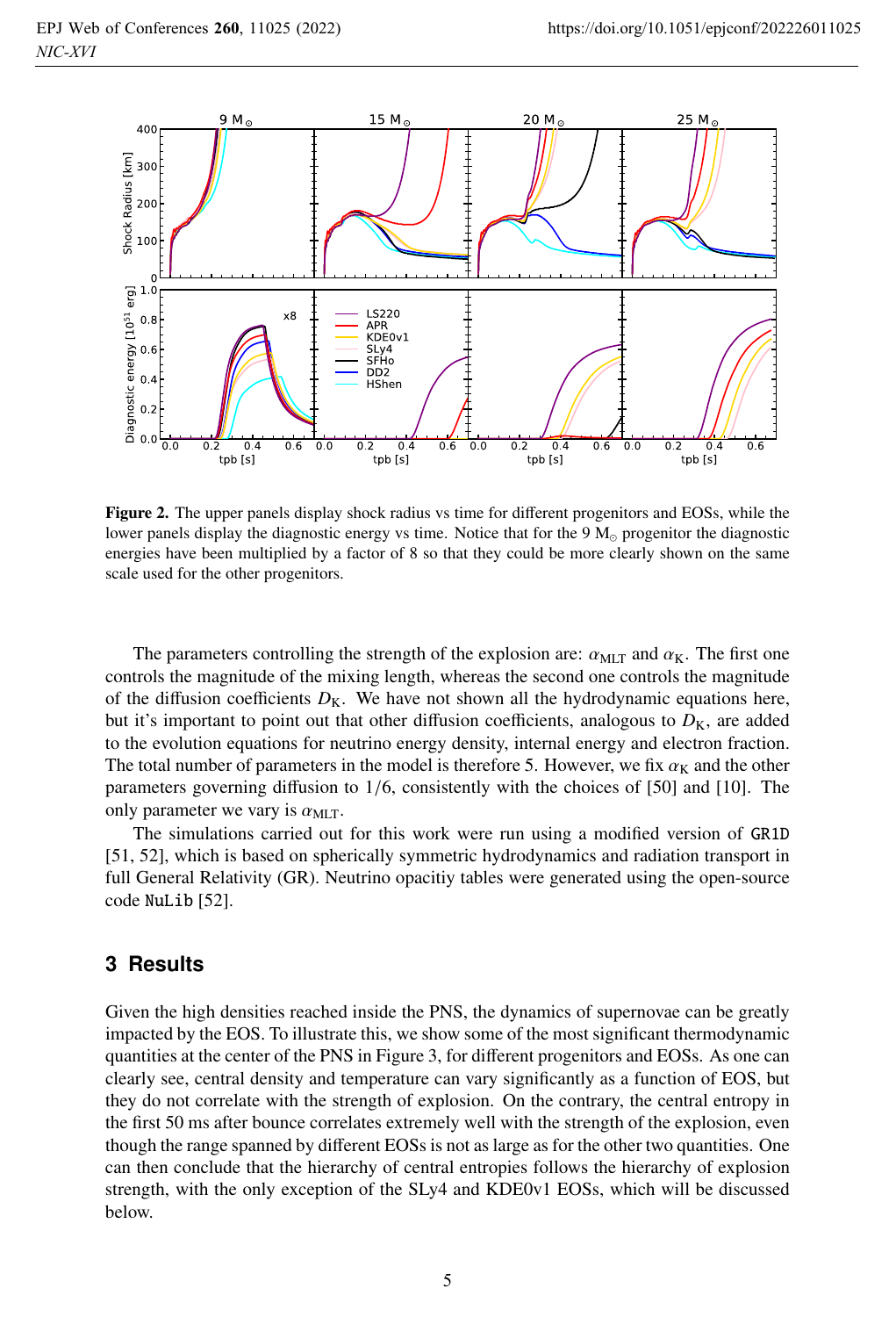**Figure 2.** The upper panels display shock radius vs time for different progenitors and EOSs, while the lower panels display the diagnostic energy vs time. Notice that for the 9 $M_\odot$ progenitor the diagnostic energies have been multiplied by a factor of 8 so that they could be more clearly shown on the same scale used for the other progenitors.

The parameters controlling the strength of the explosion are: $\alpha_{\rm MLT}$ and $\alpha_{\rm K}$. The first one controls the magnitude of the mixing length, whereas the second one controls the magnitude of the diffusion coefficients $D_{\rm K}$. We have not shown all the hydrodynamic equations here, but it's important to point out that other diffusion coefficients, analogous to $D_{\rm K}$, are added to the evolution equations for neutrino energy density, internal energy and electron fraction. The total number of parameters in the model is therefore 5. However, we fix $\alpha_{\rm K}$ and the other parameters governing diffusion to $1/6$, consistently with the choices of [50] and [10]. The only parameter we vary is $\alpha_{\rm MLT}$.

The simulations carried out for this work were run using a modified version of `GR1D` [51, 52], which is based on spherically symmetric hydrodynamics and radiation transport in full General Relativity (GR). Neutrino opacitiy tables were generated using the open-source code `NuLib` [52].

## 3 Results

Given the high densities reached inside the PNS, the dynamics of supernovae can be greatly impacted by the EOS. To illustrate this, we show some of the most significant thermodynamic quantities at the center of the PNS in Figure 3, for different progenitors and EOSs. As one can clearly see, central density and temperature can vary significantly as a function of EOS, but they do not correlate with the strength of explosion. On the contrary, the central entropy in the first 50 ms after bounce correlates extremely well with the strength of the explosion, even though the range spanned by different EOSs is not as large as for the other two quantities. One can then conclude that the hierarchy of central entropies follows the hierarchy of explosion strength, with the only exception of the SLy4 and KDE0v1 EOSs, which will be discussed below.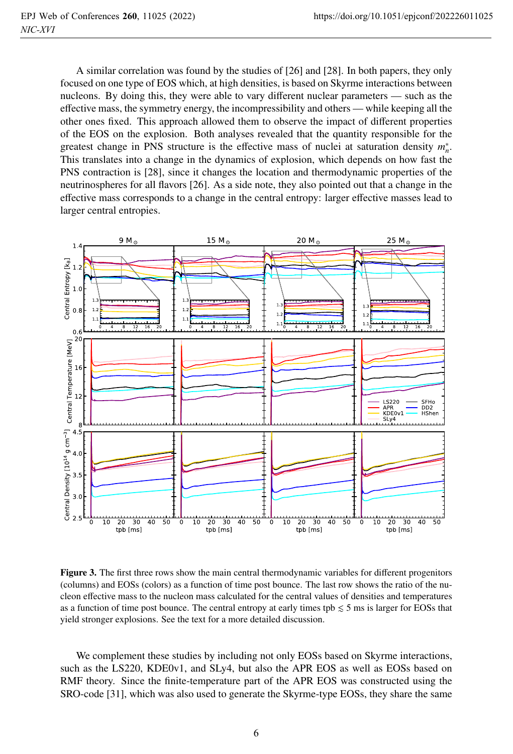A similar correlation was found by the studies of [26] and [28]. In both papers, they only focused on one type of EOS which, at high densities, is based on Skyrme interactions between nucleons. By doing this, they were able to vary different nuclear parameters — such as the effective mass, the symmetry energy, the incompressibility and others — while keeping all the other ones fixed. This approach allowed them to observe the impact of different properties of the EOS on the explosion. Both analyses revealed that the quantity responsible for the greatest change in PNS structure is the effective mass of nuclei at saturation density $m_n^*$. This translates into a change in the dynamics of explosion, which depends on how fast the PNS contraction is [28], since it changes the location and thermodynamic properties of the neutrinospheres for all flavors [26]. As a side note, they also pointed out that a change in the effective mass corresponds to a change in the central entropy: larger effective masses lead to larger central entropies.

**Figure 3.** The first three rows show the main central thermodynamic variables for different progenitors (columns) and EOSs (colors) as a function of time post bounce. The last row shows the ratio of the nucleon effective mass to the nucleon mass calculated for the central values of densities and temperatures as a function of time post bounce. The central entropy at early times tpb $\lesssim$ 5 ms is larger for EOSs that yield stronger explosions. See the text for a more detailed discussion.

We complement these studies by including not only EOSs based on Skyrme interactions, such as the LS220, KDE0v1, and SLy4, but also the APR EOS as well as EOSs based on RMF theory. Since the finite-temperature part of the APR EOS was constructed using the SRO-code [31], which was also used to generate the Skyrme-type EOSs, they share the same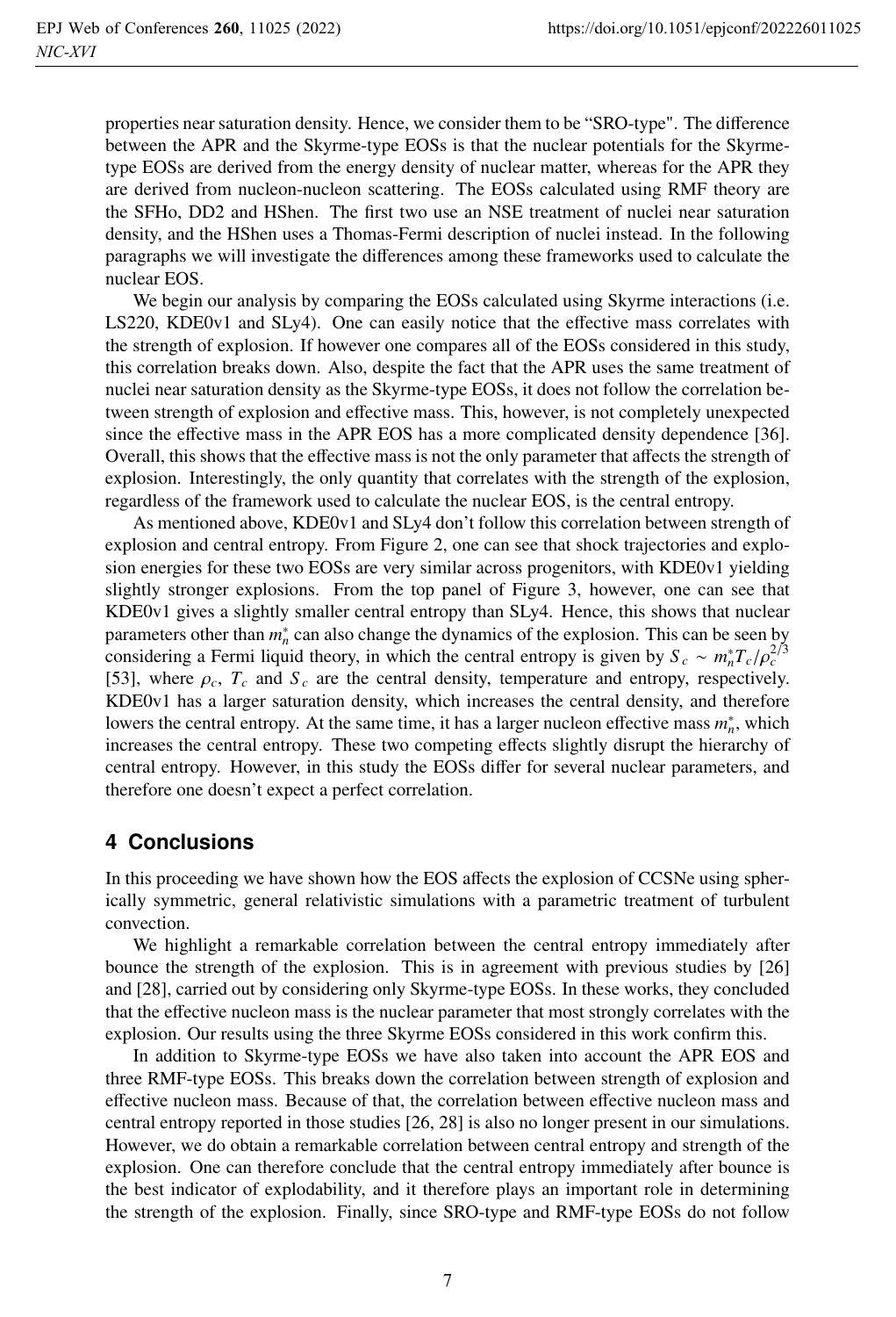properties near saturation density. Hence, we consider them to be "SRO-type". The difference between the APR and the Skyrme-type EOSs is that the nuclear potentials for the Skyrme-type EOSs are derived from the energy density of nuclear matter, whereas for the APR they are derived from nucleon-nucleon scattering. The EOSs calculated using RMF theory are the SFHo, DD2 and HShen. The first two use an NSE treatment of nuclei near saturation density, and the HShen uses a Thomas-Fermi description of nuclei instead. In the following paragraphs we will investigate the differences among these frameworks used to calculate the nuclear EOS.

We begin our analysis by comparing the EOSs calculated using Skyrme interactions (i.e. LS220, KDE0v1 and SLy4). One can easily notice that the effective mass correlates with the strength of explosion. If however one compares all of the EOSs considered in this study, this correlation breaks down. Also, despite the fact that the APR uses the same treatment of nuclei near saturation density as the Skyrme-type EOSs, it does not follow the correlation between strength of explosion and effective mass. This, however, is not completely unexpected since the effective mass in the APR EOS has a more complicated density dependence [36]. Overall, this shows that the effective mass is not the only parameter that affects the strength of explosion. Interestingly, the only quantity that correlates with the strength of the explosion, regardless of the framework used to calculate the nuclear EOS, is the central entropy.

As mentioned above, KDE0v1 and SLy4 don't follow this correlation between strength of explosion and central entropy. From Figure 2, one can see that shock trajectories and explosion energies for these two EOSs are very similar across progenitors, with KDE0v1 yielding slightly stronger explosions. From the top panel of Figure 3, however, one can see that KDE0v1 gives a slightly smaller central entropy than SLy4. Hence, this shows that nuclear parameters other than $m_n^*$ can also change the dynamics of the explosion. This can be seen by considering a Fermi liquid theory, in which the central entropy is given by $S_c \sim m_n^* T_c / \rho_c^{2/3}$ [53], where $\rho_c$, $T_c$ and $S_c$ are the central density, temperature and entropy, respectively. KDE0v1 has a larger saturation density, which increases the central density, and therefore lowers the central entropy. At the same time, it has a larger nucleon effective mass $m_n^*$, which increases the central entropy. These two competing effects slightly disrupt the hierarchy of central entropy. However, in this study the EOSs differ for several nuclear parameters, and therefore one doesn't expect a perfect correlation.

## 4 Conclusions

In this proceeding we have shown how the EOS affects the explosion of CCSNe using spherically symmetric, general relativistic simulations with a parametric treatment of turbulent convection.

We highlight a remarkable correlation between the central entropy immediately after bounce the strength of the explosion. This is in agreement with previous studies by [26] and [28], carried out by considering only Skyrme-type EOSs. In these works, they concluded that the effective nucleon mass is the nuclear parameter that most strongly correlates with the explosion. Our results using the three Skyrme EOSs considered in this work confirm this.

In addition to Skyrme-type EOSs we have also taken into account the APR EOS and three RMF-type EOSs. This breaks down the correlation between strength of explosion and effective nucleon mass. Because of that, the correlation between effective nucleon mass and central entropy reported in those studies [26, 28] is also no longer present in our simulations. However, we do obtain a remarkable correlation between central entropy and strength of the explosion. One can therefore conclude that the central entropy immediately after bounce is the best indicator of explodability, and it therefore plays an important role in determining the strength of the explosion. Finally, since SRO-type and RMF-type EOSs do not follow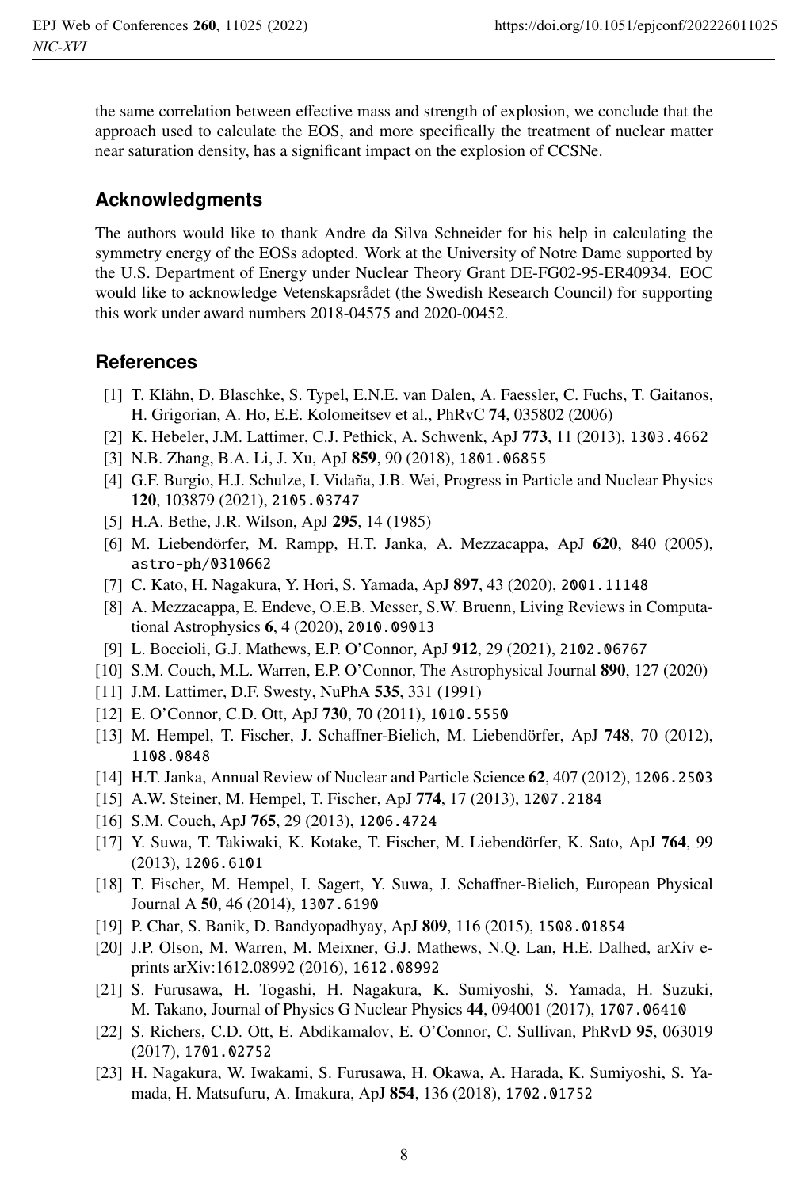the same correlation between effective mass and strength of explosion, we conclude that the approach used to calculate the EOS, and more specifically the treatment of nuclear matter near saturation density, has a significant impact on the explosion of CCSNe.

## Acknowledgments

The authors would like to thank Andre da Silva Schneider for his help in calculating the symmetry energy of the EOSs adopted. Work at the University of Notre Dame supported by the U.S. Department of Energy under Nuclear Theory Grant DE-FG02-95-ER40934. EOC would like to acknowledge Vetenskapsrådet (the Swedish Research Council) for supporting this work under award numbers 2018-04575 and 2020-00452.

## References

[1] T. Klähn, D. Blaschke, S. Typel, E.N.E. van Dalen, A. Faessler, C. Fuchs, T. Gaitanos, H. Grigorian, A. Ho, E.E. Kolomeitsev et al., PhRvC **74**, 035802 (2006)

[2] K. Hebeler, J.M. Lattimer, C.J. Pethick, A. Schwenk, ApJ **773**, 11 (2013), 1303.4662

[3] N.B. Zhang, B.A. Li, J. Xu, ApJ **859**, 90 (2018), 1801.06855

[4] G.F. Burgio, H.J. Schulze, I. Vidaña, J.B. Wei, Progress in Particle and Nuclear Physics **120**, 103879 (2021), 2105.03747

[5] H.A. Bethe, J.R. Wilson, ApJ **295**, 14 (1985)

[6] M. Liebendörfer, M. Rampp, H.T. Janka, A. Mezzacappa, ApJ **620**, 840 (2005), astro-ph/0310662

[7] C. Kato, H. Nagakura, Y. Hori, S. Yamada, ApJ **897**, 43 (2020), 2001.11148

[8] A. Mezzacappa, E. Endeve, O.E.B. Messer, S.W. Bruenn, Living Reviews in Computational Astrophysics **6**, 4 (2020), 2010.09013

[9] L. Boccioli, G.J. Mathews, E.P. O'Connor, ApJ **912**, 29 (2021), 2102.06767

[10] S.M. Couch, M.L. Warren, E.P. O'Connor, The Astrophysical Journal **890**, 127 (2020)

[11] J.M. Lattimer, D.F. Swesty, NuPhA **535**, 331 (1991)

[12] E. O'Connor, C.D. Ott, ApJ **730**, 70 (2011), 1010.5550

[13] M. Hempel, T. Fischer, J. Schaffner-Bielich, M. Liebendörfer, ApJ **748**, 70 (2012), 1108.0848

[14] H.T. Janka, Annual Review of Nuclear and Particle Science **62**, 407 (2012), 1206.2503

[15] A.W. Steiner, M. Hempel, T. Fischer, ApJ **774**, 17 (2013), 1207.2184

[16] S.M. Couch, ApJ **765**, 29 (2013), 1206.4724

[17] Y. Suwa, T. Takiwaki, K. Kotake, T. Fischer, M. Liebendörfer, K. Sato, ApJ **764**, 99 (2013), 1206.6101

[18] T. Fischer, M. Hempel, I. Sagert, Y. Suwa, J. Schaffner-Bielich, European Physical Journal A **50**, 46 (2014), 1307.6190

[19] P. Char, S. Banik, D. Bandyopadhyay, ApJ **809**, 116 (2015), 1508.01854

[20] J.P. Olson, M. Warren, M. Meixner, G.J. Mathews, N.Q. Lan, H.E. Dalhed, arXiv e-prints arXiv:1612.08992 (2016), 1612.08992

[21] S. Furusawa, H. Togashi, H. Nagakura, K. Sumiyoshi, S. Yamada, H. Suzuki, M. Takano, Journal of Physics G Nuclear Physics **44**, 094001 (2017), 1707.06410

[22] S. Richers, C.D. Ott, E. Abdikamalov, E. O'Connor, C. Sullivan, PhRvD **95**, 063019 (2017), 1701.02752

[23] H. Nagakura, W. Iwakami, S. Furusawa, H. Okawa, A. Harada, K. Sumiyoshi, S. Yamada, H. Matsufuru, A. Imakura, ApJ **854**, 136 (2018), 1702.01752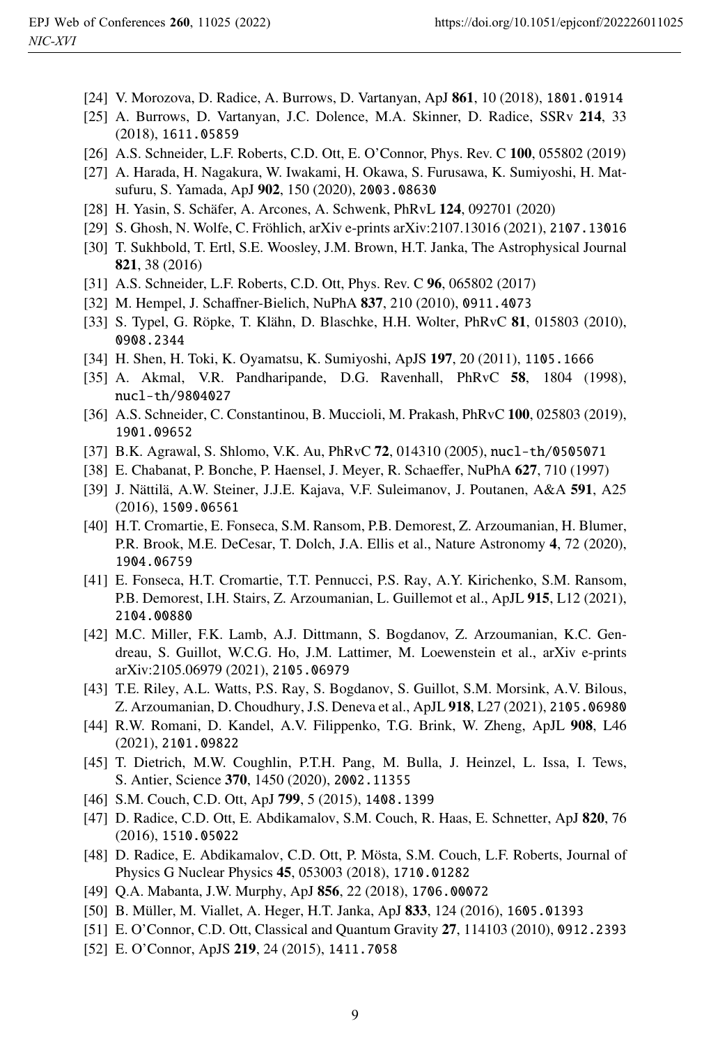[24] V. Morozova, D. Radice, A. Burrows, D. Vartanyan, ApJ **861**, 10 (2018), 1801.01914

[25] A. Burrows, D. Vartanyan, J.C. Dolence, M.A. Skinner, D. Radice, SSRv **214**, 33 (2018), 1611.05859

[26] A.S. Schneider, L.F. Roberts, C.D. Ott, E. O'Connor, Phys. Rev. C **100**, 055802 (2019)

[27] A. Harada, H. Nagakura, W. Iwakami, H. Okawa, S. Furusawa, K. Sumiyoshi, H. Matsufuru, S. Yamada, ApJ **902**, 150 (2020), 2003.08630

[28] H. Yasin, S. Schäfer, A. Arcones, A. Schwenk, PhRvL **124**, 092701 (2020)

[29] S. Ghosh, N. Wolfe, C. Fröhlich, arXiv e-prints arXiv:2107.13016 (2021), 2107.13016

[30] T. Sukhbold, T. Ertl, S.E. Woosley, J.M. Brown, H.T. Janka, The Astrophysical Journal **821**, 38 (2016)

[31] A.S. Schneider, L.F. Roberts, C.D. Ott, Phys. Rev. C **96**, 065802 (2017)

[32] M. Hempel, J. Schaffner-Bielich, NuPhA **837**, 210 (2010), 0911.4073

[33] S. Typel, G. Röpke, T. Klähn, D. Blaschke, H.H. Wolter, PhRvC **81**, 015803 (2010), 0908.2344

[34] H. Shen, H. Toki, K. Oyamatsu, K. Sumiyoshi, ApJS **197**, 20 (2011), 1105.1666

[35] A. Akmal, V.R. Pandharipande, D.G. Ravenhall, PhRvC **58**, 1804 (1998), nucl-th/9804027

[36] A.S. Schneider, C. Constantinou, B. Muccioli, M. Prakash, PhRvC **100**, 025803 (2019), 1901.09652

[37] B.K. Agrawal, S. Shlomo, V.K. Au, PhRvC **72**, 014310 (2005), nucl-th/0505071

[38] E. Chabanat, P. Bonche, P. Haensel, J. Meyer, R. Schaeffer, NuPhA **627**, 710 (1997)

[39] J. Nättilä, A.W. Steiner, J.J.E. Kajava, V.F. Suleimanov, J. Poutanen, A&A **591**, A25 (2016), 1509.06561

[40] H.T. Cromartie, E. Fonseca, S.M. Ransom, P.B. Demorest, Z. Arzoumanian, H. Blumer, P.R. Brook, M.E. DeCesar, T. Dolch, J.A. Ellis et al., Nature Astronomy **4**, 72 (2020), 1904.06759

[41] E. Fonseca, H.T. Cromartie, T.T. Pennucci, P.S. Ray, A.Y. Kirichenko, S.M. Ransom, P.B. Demorest, I.H. Stairs, Z. Arzoumanian, L. Guillemot et al., ApJL **915**, L12 (2021), 2104.00880

[42] M.C. Miller, F.K. Lamb, A.J. Dittmann, S. Bogdanov, Z. Arzoumanian, K.C. Gendreau, S. Guillot, W.C.G. Ho, J.M. Lattimer, M. Loewenstein et al., arXiv e-prints arXiv:2105.06979 (2021), 2105.06979

[43] T.E. Riley, A.L. Watts, P.S. Ray, S. Bogdanov, S. Guillot, S.M. Morsink, A.V. Bilous, Z. Arzoumanian, D. Choudhury, J.S. Deneva et al., ApJL **918**, L27 (2021), 2105.06980

[44] R.W. Romani, D. Kandel, A.V. Filippenko, T.G. Brink, W. Zheng, ApJL **908**, L46 (2021), 2101.09822

[45] T. Dietrich, M.W. Coughlin, P.T.H. Pang, M. Bulla, J. Heinzel, L. Issa, I. Tews, S. Antier, Science **370**, 1450 (2020), 2002.11355

[46] S.M. Couch, C.D. Ott, ApJ **799**, 5 (2015), 1408.1399

[47] D. Radice, C.D. Ott, E. Abdikamalov, S.M. Couch, R. Haas, E. Schnetter, ApJ **820**, 76 (2016), 1510.05022

[48] D. Radice, E. Abdikamalov, C.D. Ott, P. Mösta, S.M. Couch, L.F. Roberts, Journal of Physics G Nuclear Physics **45**, 053003 (2018), 1710.01282

[49] Q.A. Mabanta, J.W. Murphy, ApJ **856**, 22 (2018), 1706.00072

[50] B. Müller, M. Viallet, A. Heger, H.T. Janka, ApJ **833**, 124 (2016), 1605.01393

[51] E. O'Connor, C.D. Ott, Classical and Quantum Gravity **27**, 114103 (2010), 0912.2393

[52] E. O'Connor, ApJS **219**, 24 (2015), 1411.7058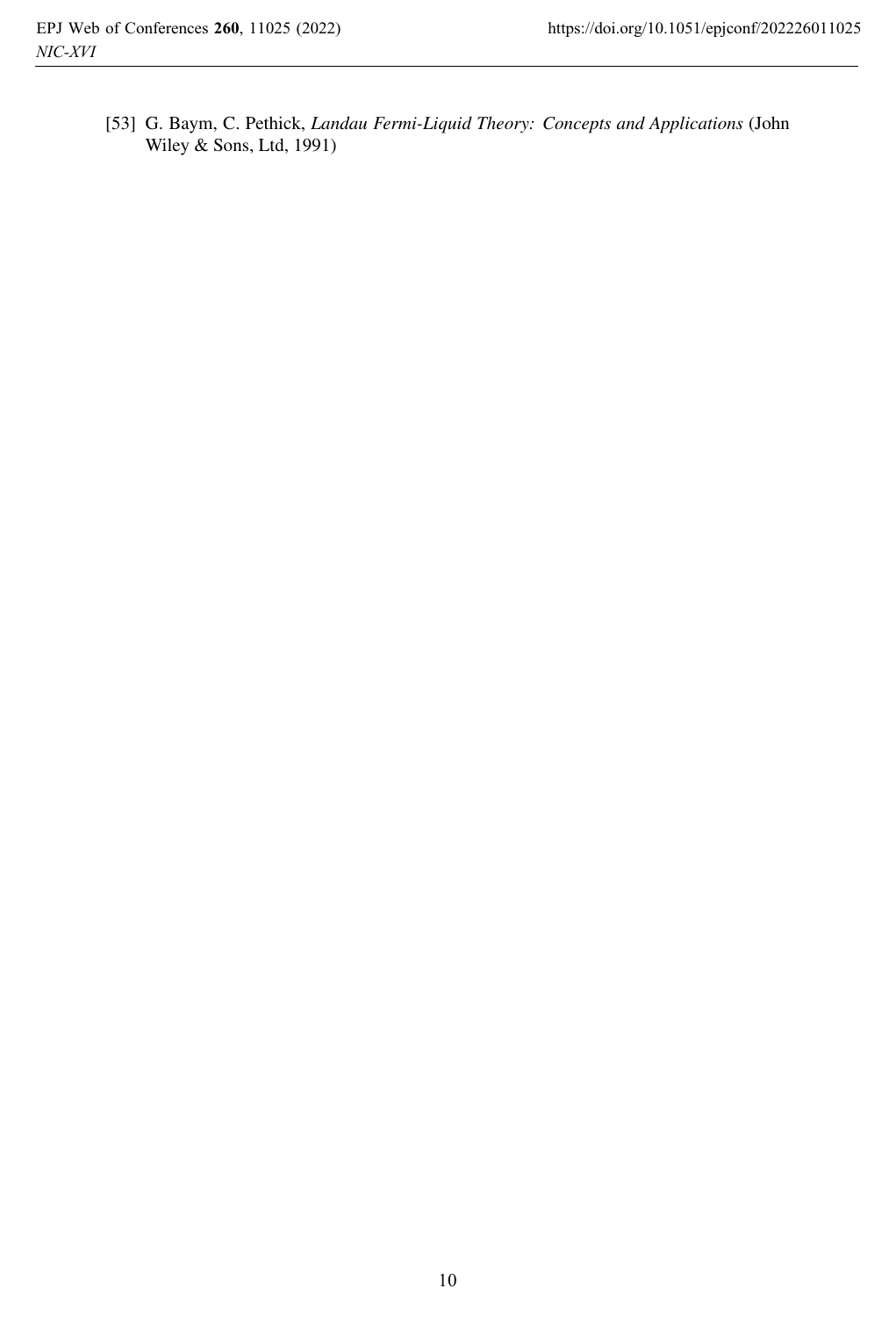[53] G. Baym, C. Pethick, *Landau Fermi-Liquid Theory: Concepts and Applications* (John Wiley & Sons, Ltd, 1991)